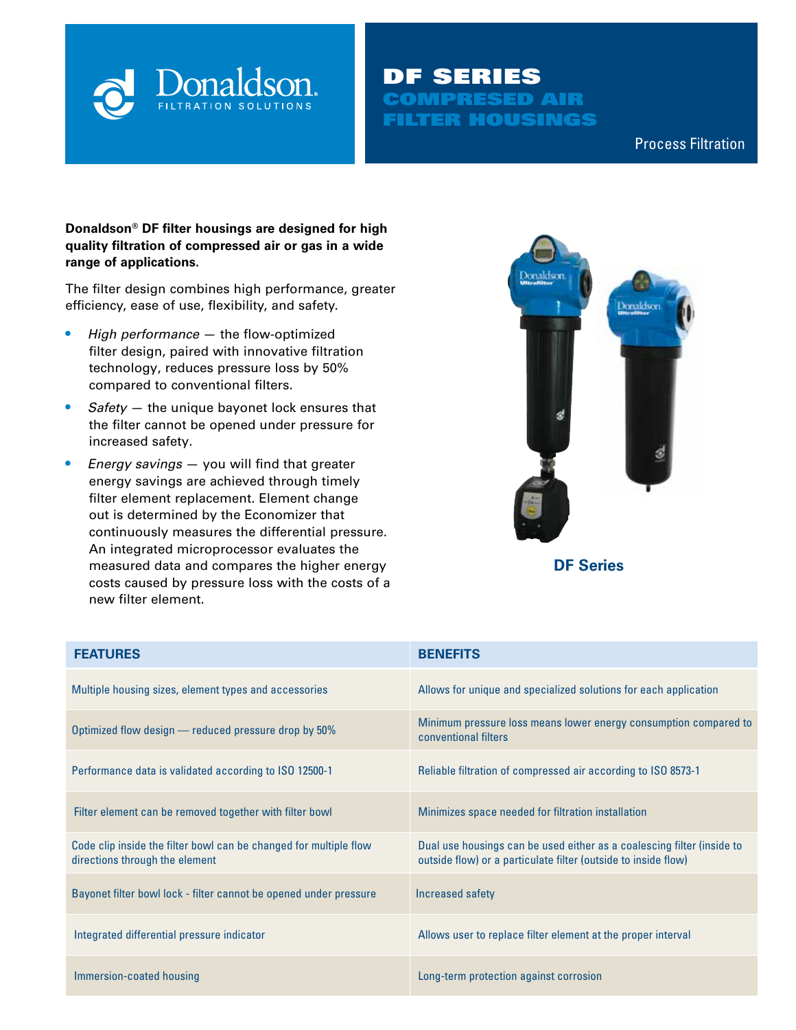Donaldson. FILTRATION SOLUTIONS

# DF SERIES COMPRESED AIR FILTER HOUSINGS

Process Filtration

**Donaldson® DF filter housings are designed for high quality filtration of compressed air or gas in a wide range of applications.**

The filter design combines high performance, greater efficiency, ease of use, flexibility, and safety.

- *High performance* — the flow-optimized filter design, paired with innovative filtration technology, reduces pressure loss by 50% compared to conventional filters.
- *Safety* — the unique bayonet lock ensures that the filter cannot be opened under pressure for increased safety.
- *Energy savings* — you will find that greater energy savings are achieved through timely filter element replacement. Element change out is determined by the Economizer that continuously measures the differential pressure. An integrated microprocessor evaluates the measured data and compares the higher energy costs caused by pressure loss with the costs of a new filter element.

**DF Series**

| FEATURES | BENEFITS |
|---|---|
| Multiple housing sizes, element types and accessories | Allows for unique and specialized solutions for each application |
| Optimized flow design — reduced pressure drop by 50% | Minimum pressure loss means lower energy consumption compared to conventional filters |
| Performance data is validated according to ISO 12500-1 | Reliable filtration of compressed air according to ISO 8573-1 |
| Filter element can be removed together with filter bowl | Minimizes space needed for filtration installation |
| Code clip inside the filter bowl can be changed for multiple flow directions through the element | Dual use housings can be used either as a coalescing filter (inside to outside flow) or a particulate filter (outside to inside flow) |
| Bayonet filter bowl lock - filter cannot be opened under pressure | Increased safety |
| Integrated differential pressure indicator | Allows user to replace filter element at the proper interval |
| Immersion-coated housing | Long-term protection against corrosion |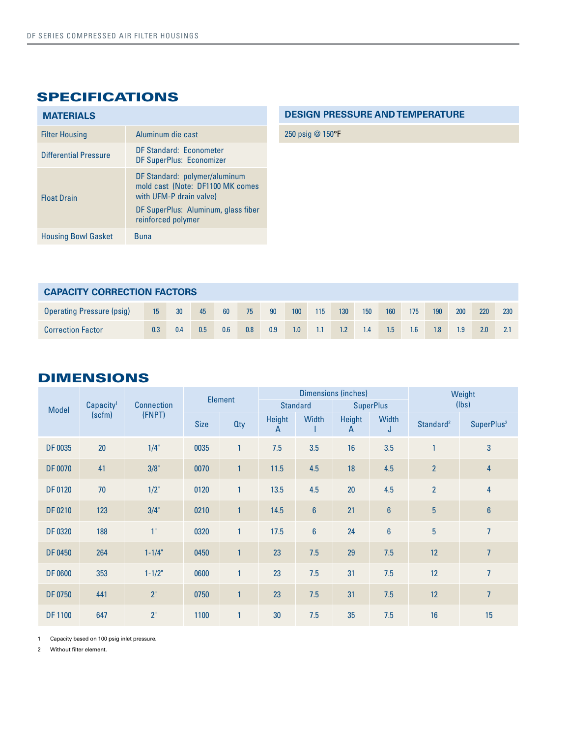# SPECIFICATIONS

## MATERIALS

| MATERIALS | |
|---|---|
| Filter Housing | Aluminum die cast |
| Differential Pressure | DF Standard: Econometer<br>DF SuperPlus: Economizer |
| Float Drain | DF Standard: polymer/aluminum mold cast (Note: DF1100 MK comes with UFM-P drain valve)<br>DF SuperPlus: Aluminum, glass fiber reinforced polymer |
| Housing Bowl Gasket | Buna |

## DESIGN PRESSURE AND TEMPERATURE

250 psig @ 150°F

## CAPACITY CORRECTION FACTORS

| Operating Pressure (psig) | 15 | 30 | 45 | 60 | 75 | 90 | 100 | 115 | 130 | 150 | 160 | 175 | 190 | 200 | 220 | 230 |
|---|---|---|---|---|---|---|---|---|---|---|---|---|---|---|---|---|
| Correction Factor | 0.3 | 0.4 | 0.5 | 0.6 | 0.8 | 0.9 | 1.0 | 1.1 | 1.2 | 1.4 | 1.5 | 1.6 | 1.8 | 1.9 | 2.0 | 2.1 |

# DIMENSIONS

| Model | Capacity[1] (scfm) | Connection (FNPT) | Element | | Dimensions (inches) | | | | Weight (lbs) | |
|---|---|---|---|---|---|---|---|---|---|---|
| | | | | | Standard | | SuperPlus | | | |
| | | | Size | Qty | Height A | Width I | Height A | Width J | Standard[2] | SuperPlus[2] |
| DF 0035 | 20 | 1/4" | 0035 | 1 | 7.5 | 3.5 | 16 | 3.5 | 1 | 3 |
| DF 0070 | 41 | 3/8" | 0070 | 1 | 11.5 | 4.5 | 18 | 4.5 | 2 | 4 |
| DF 0120 | 70 | 1/2" | 0120 | 1 | 13.5 | 4.5 | 20 | 4.5 | 2 | 4 |
| DF 0210 | 123 | 3/4" | 0210 | 1 | 14.5 | 6 | 21 | 6 | 5 | 6 |
| DF 0320 | 188 | 1" | 0320 | 1 | 17.5 | 6 | 24 | 6 | 5 | 7 |
| DF 0450 | 264 | 1-1/4" | 0450 | 1 | 23 | 7.5 | 29 | 7.5 | 12 | 7 |
| DF 0600 | 353 | 1-1/2" | 0600 | 1 | 23 | 7.5 | 31 | 7.5 | 12 | 7 |
| DF 0750 | 441 | 2" | 0750 | 1 | 23 | 7.5 | 31 | 7.5 | 12 | 7 |
| DF 1100 | 647 | 2" | 1100 | 1 | 30 | 7.5 | 35 | 7.5 | 16 | 15 |

1 Capacity based on 100 psig inlet pressure.

2 Without filter element.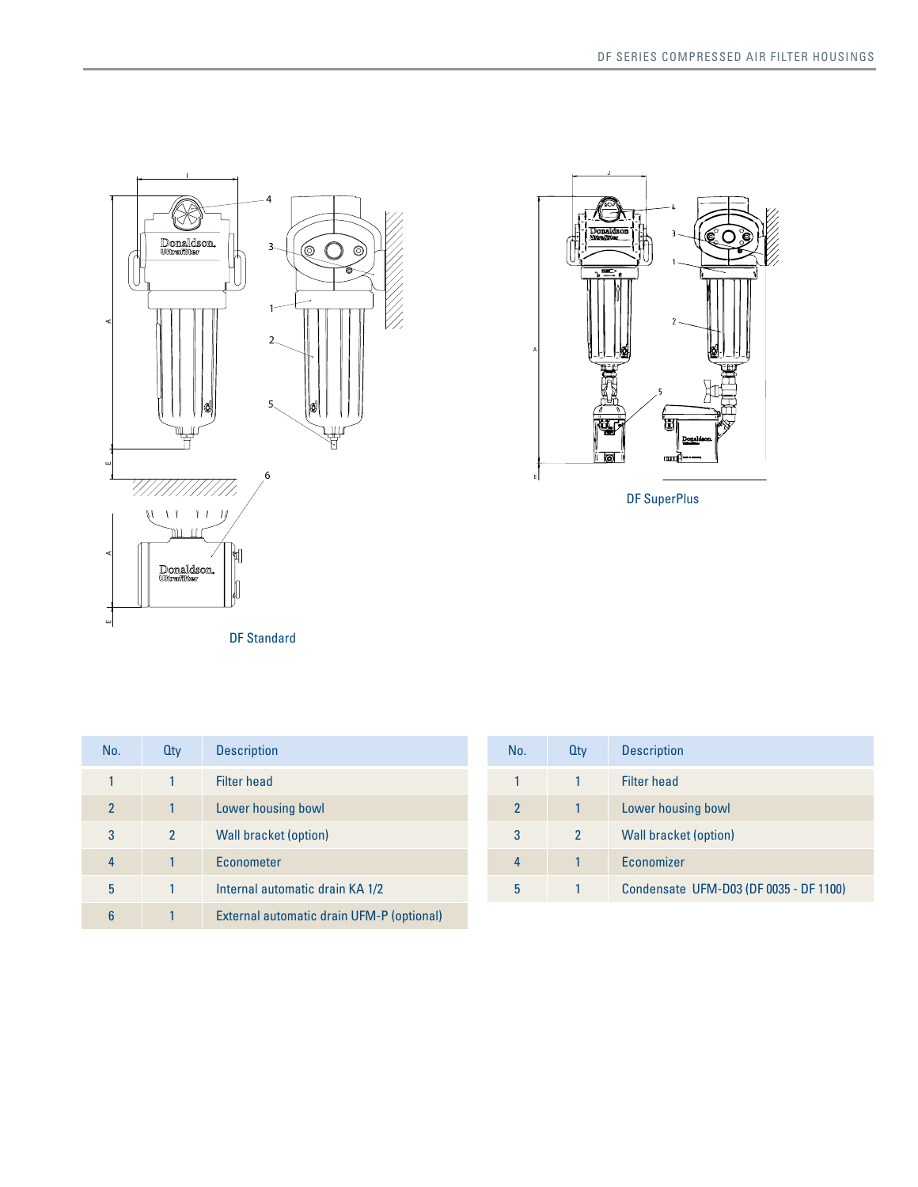DF Standard

DF SuperPlus

| No. | Qty | Description |
| --- | --- | --- |
| 1 | 1 | Filter head |
| 2 | 1 | Lower housing bowl |
| 3 | 2 | Wall bracket (option) |
| 4 | 1 | Econometer |
| 5 | 1 | Internal automatic drain KA 1/2 |
| 6 | 1 | External automatic drain UFM-P (optional) |

| No. | Qty | Description |
| --- | --- | --- |
| 1 | 1 | Filter head |
| 2 | 1 | Lower housing bowl |
| 3 | 2 | Wall bracket (option) |
| 4 | 1 | Economizer |
| 5 | 1 | Condensate UFM-D03 (DF 0035 - DF 1100) |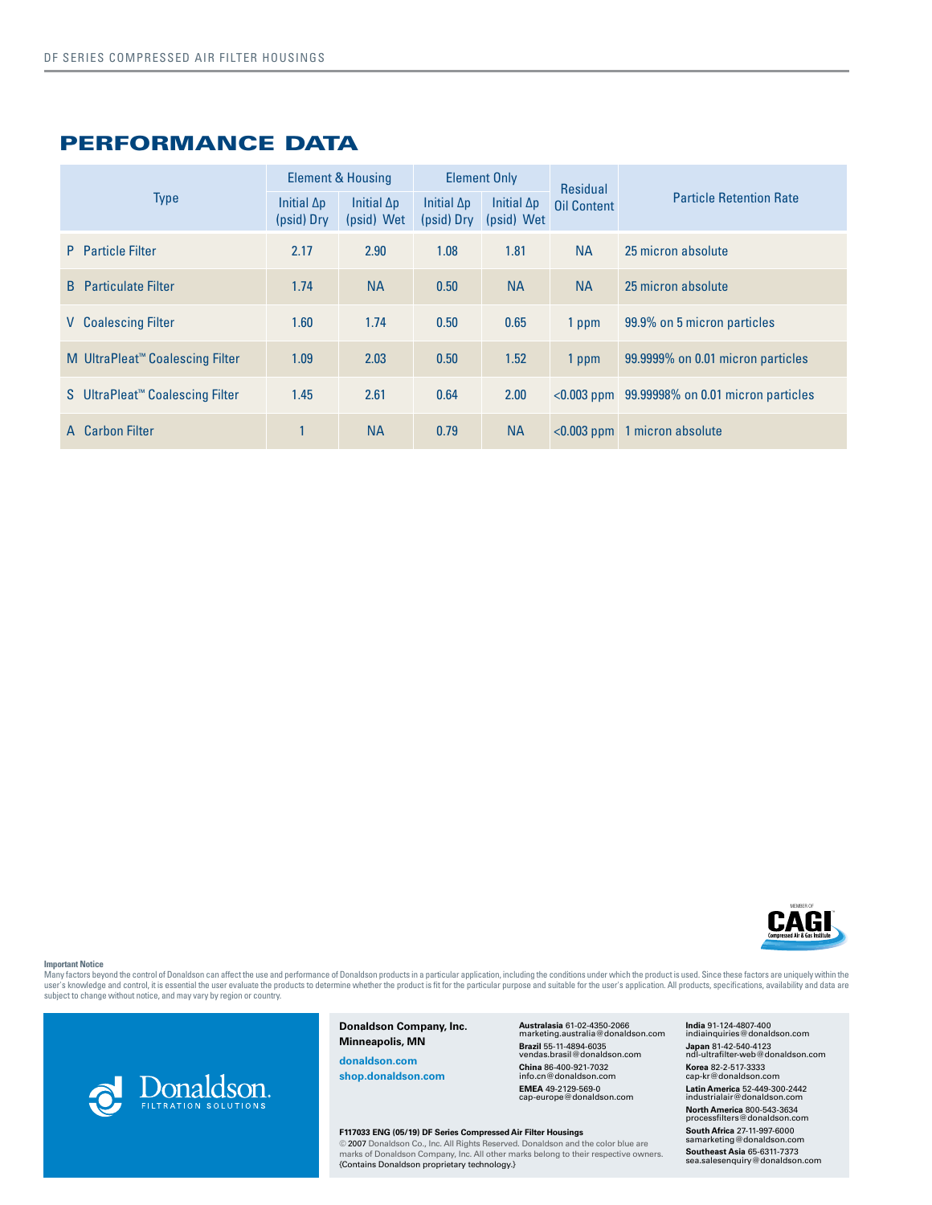## PERFORMANCE DATA

| Type | Element & Housing | | Element Only | | Residual Oil Content | Particle Retention Rate |
|---|---|---|---|---|---|---|
| | Initial Δp (psid) Dry | Initial Δp (psid) Wet | Initial Δp (psid) Dry | Initial Δp (psid) Wet | | |
| P Particle Filter | 2.17 | 2.90 | 1.08 | 1.81 | NA | 25 micron absolute |
| B Particulate Filter | 1.74 | NA | 0.50 | NA | NA | 25 micron absolute |
| V Coalescing Filter | 1.60 | 1.74 | 0.50 | 0.65 | 1 ppm | 99.9% on 5 micron particles |
| M UltraPleat™ Coalescing Filter | 1.09 | 2.03 | 0.50 | 1.52 | 1 ppm | 99.9999% on 0.01 micron particles |
| S UltraPleat™ Coalescing Filter | 1.45 | 2.61 | 0.64 | 2.00 | <0.003 ppm | 99.99998% on 0.01 micron particles |
| A Carbon Filter | 1 | NA | 0.79 | NA | <0.003 ppm | 1 micron absolute |

MEMBER OF CAGI Compressed Air & Gas Institute

**Important Notice**

Many factors beyond the control of Donaldson can affect the use and performance of Donaldson products in a particular application, including the conditions under which the product is used. Since these factors are uniquely within the user's knowledge and control, it is essential the user evaluate the products to determine whether the product is fit for the particular purpose and suitable for the user's application. All products, specifications, availability and data are subject to change without notice, and may vary by region or country.

Donaldson. FILTRATION SOLUTIONS

**Donaldson Company, Inc.**
**Minneapolis, MN**

**donaldson.com**
**shop.donaldson.com**

**Australasia** 61-02-4350-2066
marketing.australia@donaldson.com

**Brazil** 55-11-4894-6035
vendas.brasil@donaldson.com

**China** 86-400-921-7032
info.cn@donaldson.com

**EMEA** 49-2129-569-0
cap-europe@donaldson.com

**India** 91-124-4807-400
indiainquiries@donaldson.com

**Japan** 81-42-540-4123
ndl-ultrafilter-web@donaldson.com

**Korea** 82-2-517-3333
cap-kr@donaldson.com

**Latin America** 52-449-300-2442
industrialair@donaldson.com

**North America** 800-543-3634
processfilters@donaldson.com

**South Africa** 27-11-997-6000
samarketing@donaldson.com

**Southeast Asia** 65-6311-7373
sea.salesenquiry@donaldson.com

**F117033 ENG (05/19) DF Series Compressed Air Filter Housings**
© 2007 Donaldson Co., Inc. All Rights Reserved. Donaldson and the color blue are marks of Donaldson Company, Inc. All other marks belong to their respective owners. (Contains Donaldson proprietary technology.)